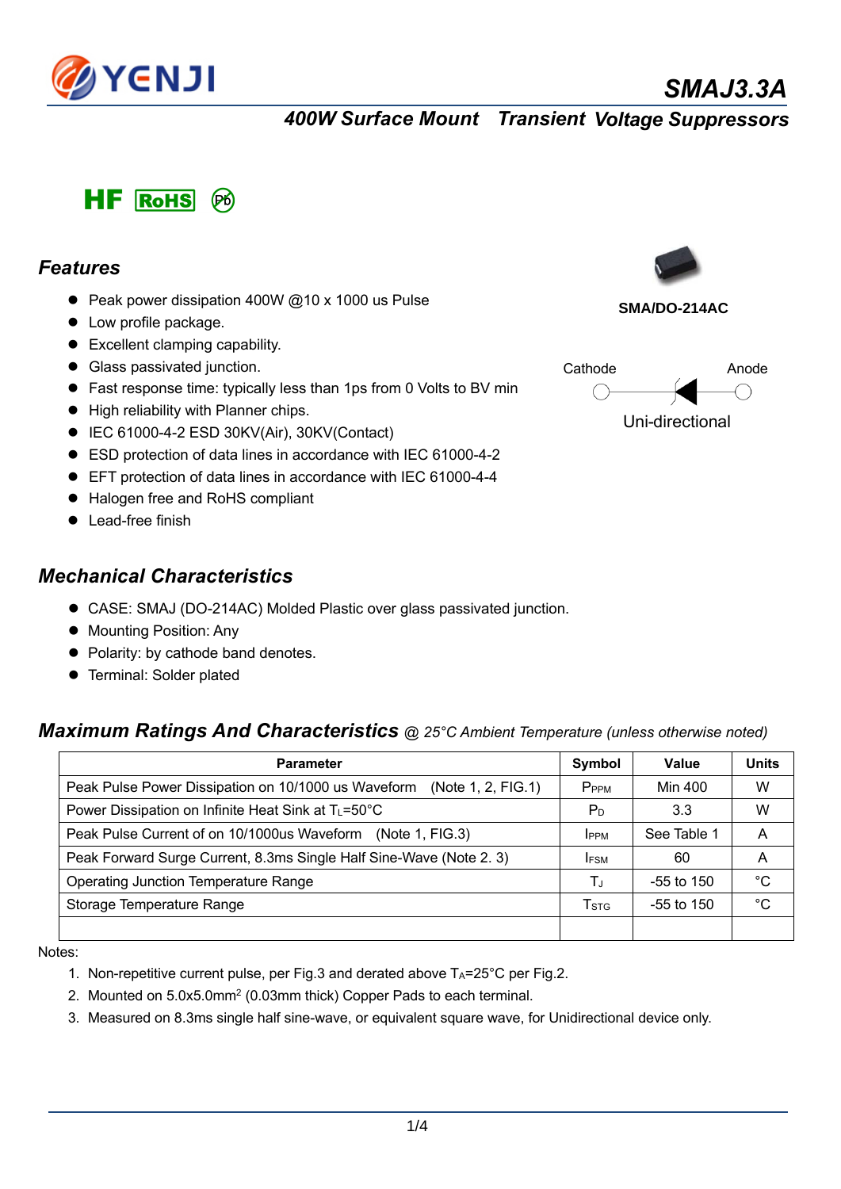# SMAJ3.3A

## 400W Surface Mount Transient Voltage Suppressors

HF RoHS Pb

SMA/DO-214AC

Cathode Anode

Uni-directional

## Features

- Peak power dissipation 400W @10 x 1000 us Pulse
- Low profile package.
- Excellent clamping capability.
- Glass passivated junction.
- Fast response time: typically less than 1ps from 0 Volts to BV min
- High reliability with Planner chips.
- IEC 61000-4-2 ESD 30KV(Air), 30KV(Contact)
- ESD protection of data lines in accordance with IEC 61000-4-2
- EFT protection of data lines in accordance with IEC 61000-4-4
- Halogen free and RoHS compliant
- Lead-free finish

## Mechanical Characteristics

- CASE: SMAJ (DO-214AC) Molded Plastic over glass passivated junction.
- Mounting Position: Any
- Polarity: by cathode band denotes.
- Terminal: Solder plated

## Maximum Ratings And Characteristics *@ 25°C Ambient Temperature (unless otherwise noted)*

| Parameter | Symbol | Value | Units |
|---|---|---|---|
| Peak Pulse Power Dissipation on 10/1000 us Waveform (Note 1, 2, FIG.1) | $P_{PPM}$ | Min 400 | W |
| Power Dissipation on Infinite Heat Sink at $T_L$=50°C | $P_D$ | 3.3 | W |
| Peak Pulse Current of on 10/1000us Waveform (Note 1, FIG.3) | $I_{PPM}$ | See Table 1 | A |
| Peak Forward Surge Current, 8.3ms Single Half Sine-Wave (Note 2. 3) | $I_{FSM}$ | 60 | A |
| Operating Junction Temperature Range | $T_J$ | -55 to 150 | °C |
| Storage Temperature Range | $T_{STG}$ | -55 to 150 | °C |
| | | | |

Notes:

1. Non-repetitive current pulse, per Fig.3 and derated above $T_A$=25°C per Fig.2.
2. Mounted on 5.0x5.0mm$^2$ (0.03mm thick) Copper Pads to each terminal.
3. Measured on 8.3ms single half sine-wave, or equivalent square wave, for Unidirectional device only.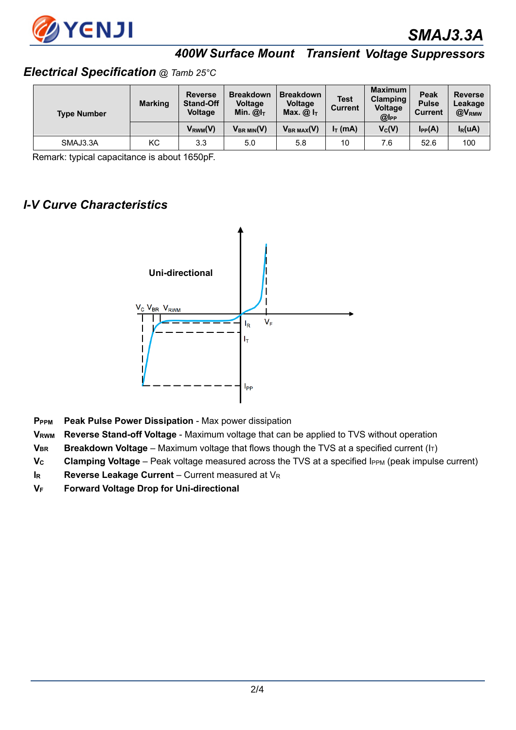# SMAJ3.3A

## 400W Surface Mount Transient Voltage Suppressors

### Electrical Specification @ Tamb 25°C

| Type Number | Marking | Reverse Stand-Off Voltage | Breakdown Voltage Min. @$I_T$ | Breakdown Voltage Max. @ $I_T$ | Test Current | Maximum Clamping Voltage @$I_{PP}$ | Peak Pulse Current | Reverse Leakage @$V_{RMW}$ |
|---|---|---|---|---|---|---|---|---|
| | | $V_{RWM}$(V) | $V_{BR\ MIN}$(V) | $V_{BR\ MAX}$(V) | $I_T$ (mA) | $V_C$(V) | $I_{PP}$(A) | $I_R$(uA) |
| SMAJ3.3A | KC | 3.3 | 5.0 | 5.8 | 10 | 7.6 | 52.6 | 100 |

Remark: typical capacitance is about 1650pF.

### I-V Curve Characteristics

Uni-directional

$V_C$ $V_{BR}$ $V_{RWM}$ $I_R$ $V_F$ $I_T$ $I_{PP}$

**$P_{PPM}$** **Peak Pulse Power Dissipation** - Max power dissipation

**$V_{RWM}$** **Reverse Stand-off Voltage** - Maximum voltage that can be applied to TVS without operation

**$V_{BR}$** **Breakdown Voltage** – Maximum voltage that flows though the TVS at a specified current ($I_T$)

**$V_C$** **Clamping Voltage** – Peak voltage measured across the TVS at a specified $I_{PPM}$ (peak impulse current)

**$I_R$** **Reverse Leakage Current** – Current measured at $V_R$

**$V_F$** **Forward Voltage Drop for Uni-directional**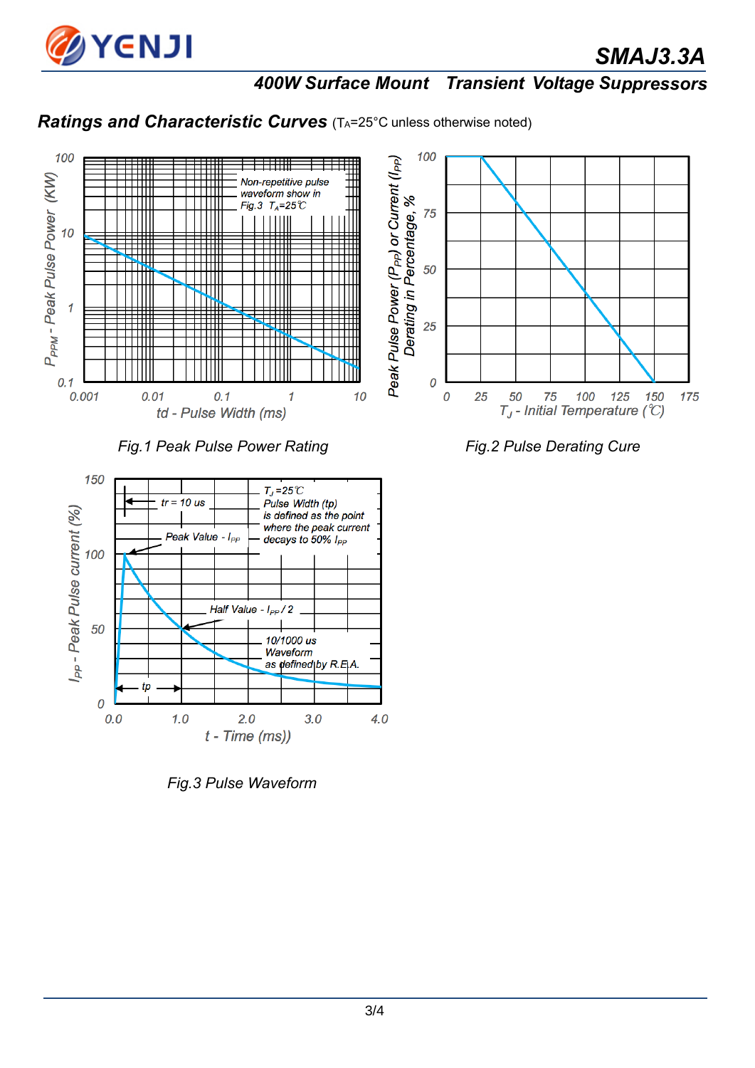## Ratings and Characteristic Curves ($T_A$=25°C unless otherwise noted)

Non-repetitive pulse waveform show in Fig.3 $T_A$=25℃

$P_{PPM}$ - Peak Pulse Power (KW)

td - Pulse Width (ms)

Fig.1 Peak Pulse Power Rating

Peak Pulse Power ($P_{PP}$) or Current ($I_{PP}$) Derating in Percentage, %

$T_J$ - Initial Temperature (℃)

Fig.2 Pulse Derating Cure

$T_J$=25℃

Pulse Width (tp) is defined as the point where the peak current decays to 50% $I_{PP}$

tr = 10 us

Peak Value - $I_{PP}$

Half Value - $I_{PP}$ / 2

10/1000 us Waveform as defined by R.E.A.

tp

$I_{PP}$ - Peak Pulse current (%)

t - Time (ms))

Fig.3 Pulse Waveform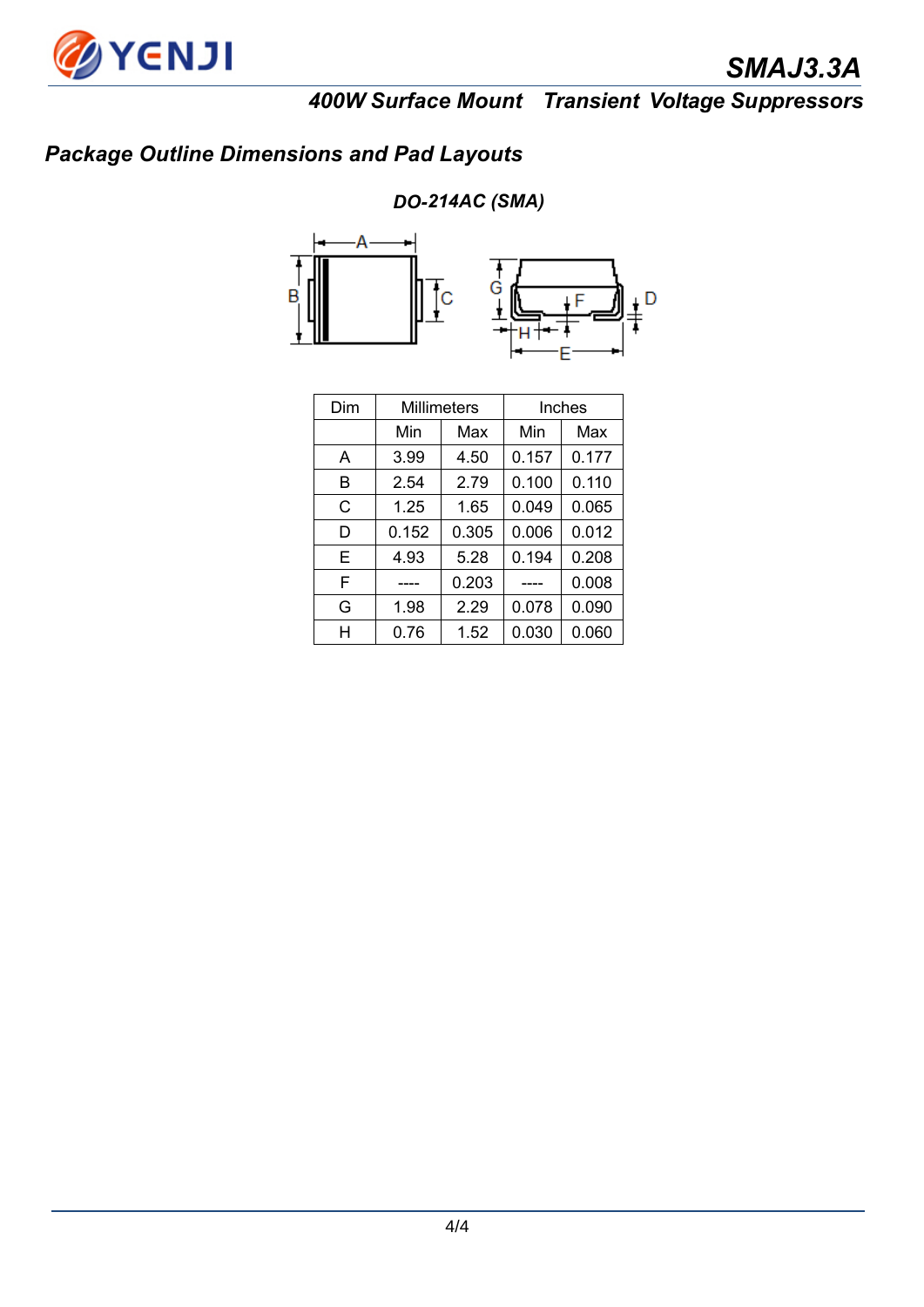## Package Outline Dimensions and Pad Layouts

**DO-214AC (SMA)**

| Dim | Millimeters | | Inches | |
|---|---|---|---|---|
| | Min | Max | Min | Max |
| A | 3.99 | 4.50 | 0.157 | 0.177 |
| B | 2.54 | 2.79 | 0.100 | 0.110 |
| C | 1.25 | 1.65 | 0.049 | 0.065 |
| D | 0.152 | 0.305 | 0.006 | 0.012 |
| E | 4.93 | 5.28 | 0.194 | 0.208 |
| F | ---- | 0.203 | ---- | 0.008 |
| G | 1.98 | 2.29 | 0.078 | 0.090 |
| H | 0.76 | 1.52 | 0.030 | 0.060 |